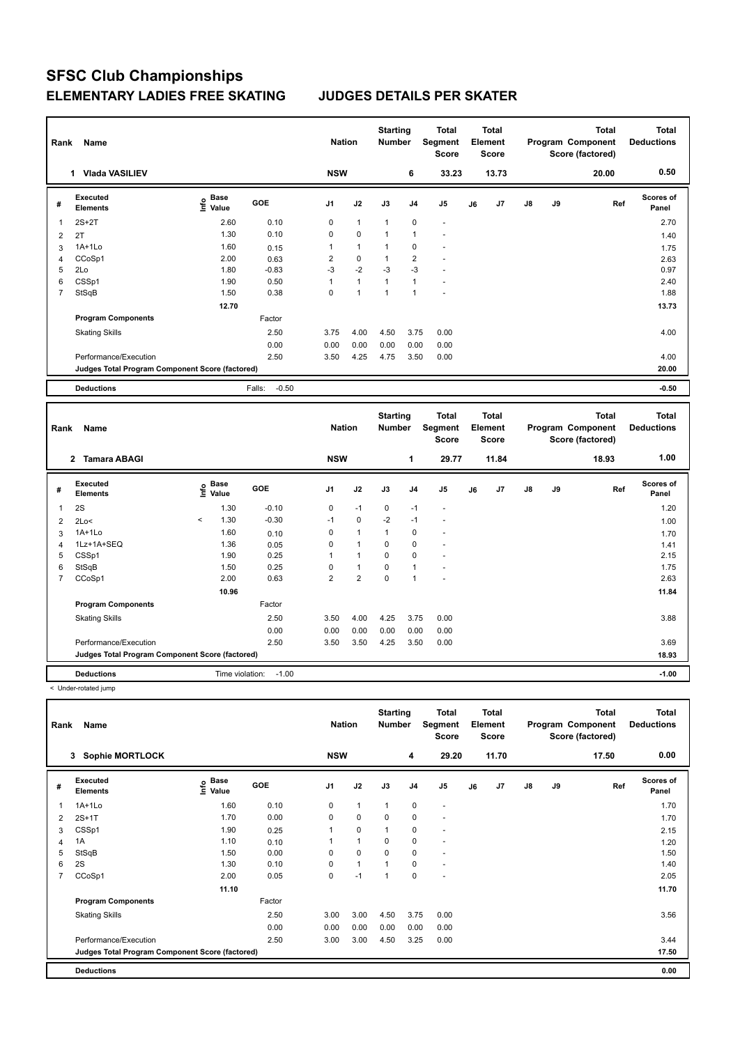# SFSC Club Championships

## ELEMENTARY LADIES FREE SKATING — JUDGES DETAILS PER SKATER

| Rank | Name | Nation | Starting Number | Total Segment Score | Total Element Score | Total Program Component Score (factored) | Total Deductions |
|---|---|---|---|---|---|---|---|
| 1 | Vlada VASILIEV | NSW | 6 | 33.23 | 13.73 | 20.00 | 0.50 |

| # | Executed Elements | Info | Base Value | GOE | J1 | J2 | J3 | J4 | J5 | J6 | J7 | J8 | J9 | Ref | Scores of Panel |
|---|---|---|---|---|---|---|---|---|---|---|---|---|---|---|---|
| 1 | 2S+2T | | 2.60 | 0.10 | 0 | 1 | 1 | 0 | - | | | | | | 2.70 |
| 2 | 2T | | 1.30 | 0.10 | 0 | 0 | 1 | 1 | - | | | | | | 1.40 |
| 3 | 1A+1Lo | | 1.60 | 0.15 | 1 | 1 | 1 | 0 | - | | | | | | 1.75 |
| 4 | CCoSp1 | | 2.00 | 0.63 | 2 | 0 | 1 | 2 | - | | | | | | 2.63 |
| 5 | 2Lo | | 1.80 | -0.83 | -3 | -2 | -3 | -3 | - | | | | | | 0.97 |
| 6 | CSSp1 | | 1.90 | 0.50 | 1 | 1 | 1 | 1 | - | | | | | | 2.40 |
| 7 | StSqB | | 1.50 | 0.38 | 0 | 1 | 1 | 1 | - | | | | | | 1.88 |
| | | | 12.70 | | | | | | | | | | | | 13.73 |
| | **Program Components** | | | Factor | | | | | | | | | | | |
| | Skating Skills | | | 2.50 | 3.75 | 4.00 | 4.50 | 3.75 | 0.00 | | | | | | 4.00 |
| | | | | 0.00 | 0.00 | 0.00 | 0.00 | 0.00 | 0.00 | | | | | | |
| | Performance/Execution | | | 2.50 | 3.50 | 4.25 | 4.75 | 3.50 | 0.00 | | | | | | 4.00 |
| | **Judges Total Program Component Score (factored)** | | | | | | | | | | | | | | 20.00 |
| | **Deductions** | | | Falls: -0.50 | | | | | | | | | | | -0.50 |

| Rank | Name | Nation | Starting Number | Total Segment Score | Total Element Score | Total Program Component Score (factored) | Total Deductions |
|---|---|---|---|---|---|---|---|
| 2 | Tamara ABAGI | NSW | 1 | 29.77 | 11.84 | 18.93 | 1.00 |

| # | Executed Elements | Info | Base Value | GOE | J1 | J2 | J3 | J4 | J5 | J6 | J7 | J8 | J9 | Ref | Scores of Panel |
|---|---|---|---|---|---|---|---|---|---|---|---|---|---|---|---|
| 1 | 2S | | 1.30 | -0.10 | 0 | -1 | 0 | -1 | - | | | | | | 1.20 |
| 2 | 2Lo< | < | 1.30 | -0.30 | -1 | 0 | -2 | -1 | - | | | | | | 1.00 |
| 3 | 1A+1Lo | | 1.60 | 0.10 | 0 | 1 | 1 | 0 | - | | | | | | 1.70 |
| 4 | 1Lz+1A+SEQ | | 1.36 | 0.05 | 0 | 1 | 0 | 0 | - | | | | | | 1.41 |
| 5 | CSSp1 | | 1.90 | 0.25 | 1 | 1 | 0 | 0 | - | | | | | | 2.15 |
| 6 | StSqB | | 1.50 | 0.25 | 0 | 1 | 0 | 1 | - | | | | | | 1.75 |
| 7 | CCoSp1 | | 2.00 | 0.63 | 2 | 2 | 0 | 1 | - | | | | | | 2.63 |
| | | | 10.96 | | | | | | | | | | | | 11.84 |
| | **Program Components** | | | Factor | | | | | | | | | | | |
| | Skating Skills | | | 2.50 | 3.50 | 4.00 | 4.25 | 3.75 | 0.00 | | | | | | 3.88 |
| | | | | 0.00 | 0.00 | 0.00 | 0.00 | 0.00 | 0.00 | | | | | | |
| | Performance/Execution | | | 2.50 | 3.50 | 3.50 | 4.25 | 3.50 | 0.00 | | | | | | 3.69 |
| | **Judges Total Program Component Score (factored)** | | | | | | | | | | | | | | 18.93 |
| | **Deductions** | | | Time violation: -1.00 | | | | | | | | | | | -1.00 |

< Under-rotated jump

| Rank | Name | Nation | Starting Number | Total Segment Score | Total Element Score | Total Program Component Score (factored) | Total Deductions |
|---|---|---|---|---|---|---|---|
| 3 | Sophie MORTLOCK | NSW | 4 | 29.20 | 11.70 | 17.50 | 0.00 |

| # | Executed Elements | Info | Base Value | GOE | J1 | J2 | J3 | J4 | J5 | J6 | J7 | J8 | J9 | Ref | Scores of Panel |
|---|---|---|---|---|---|---|---|---|---|---|---|---|---|---|---|
| 1 | 1A+1Lo | | 1.60 | 0.10 | 0 | 1 | 1 | 0 | - | | | | | | 1.70 |
| 2 | 2S+1T | | 1.70 | 0.00 | 0 | 0 | 0 | 0 | - | | | | | | 1.70 |
| 3 | CSSp1 | | 1.90 | 0.25 | 1 | 0 | 1 | 0 | - | | | | | | 2.15 |
| 4 | 1A | | 1.10 | 0.10 | 1 | 1 | 0 | 0 | - | | | | | | 1.20 |
| 5 | StSqB | | 1.50 | 0.00 | 0 | 0 | 0 | 0 | - | | | | | | 1.50 |
| 6 | 2S | | 1.30 | 0.10 | 0 | 1 | 1 | 0 | - | | | | | | 1.40 |
| 7 | CCoSp1 | | 2.00 | 0.05 | 0 | -1 | 1 | 0 | - | | | | | | 2.05 |
| | | | 11.10 | | | | | | | | | | | | 11.70 |
| | **Program Components** | | | Factor | | | | | | | | | | | |
| | Skating Skills | | | 2.50 | 3.00 | 3.00 | 4.50 | 3.75 | 0.00 | | | | | | 3.56 |
| | | | | 0.00 | 0.00 | 0.00 | 0.00 | 0.00 | 0.00 | | | | | | |
| | Performance/Execution | | | 2.50 | 3.00 | 3.00 | 4.50 | 3.25 | 0.00 | | | | | | 3.44 |
| | **Judges Total Program Component Score (factored)** | | | | | | | | | | | | | | 17.50 |
| | **Deductions** | | | | | | | | | | | | | | 0.00 |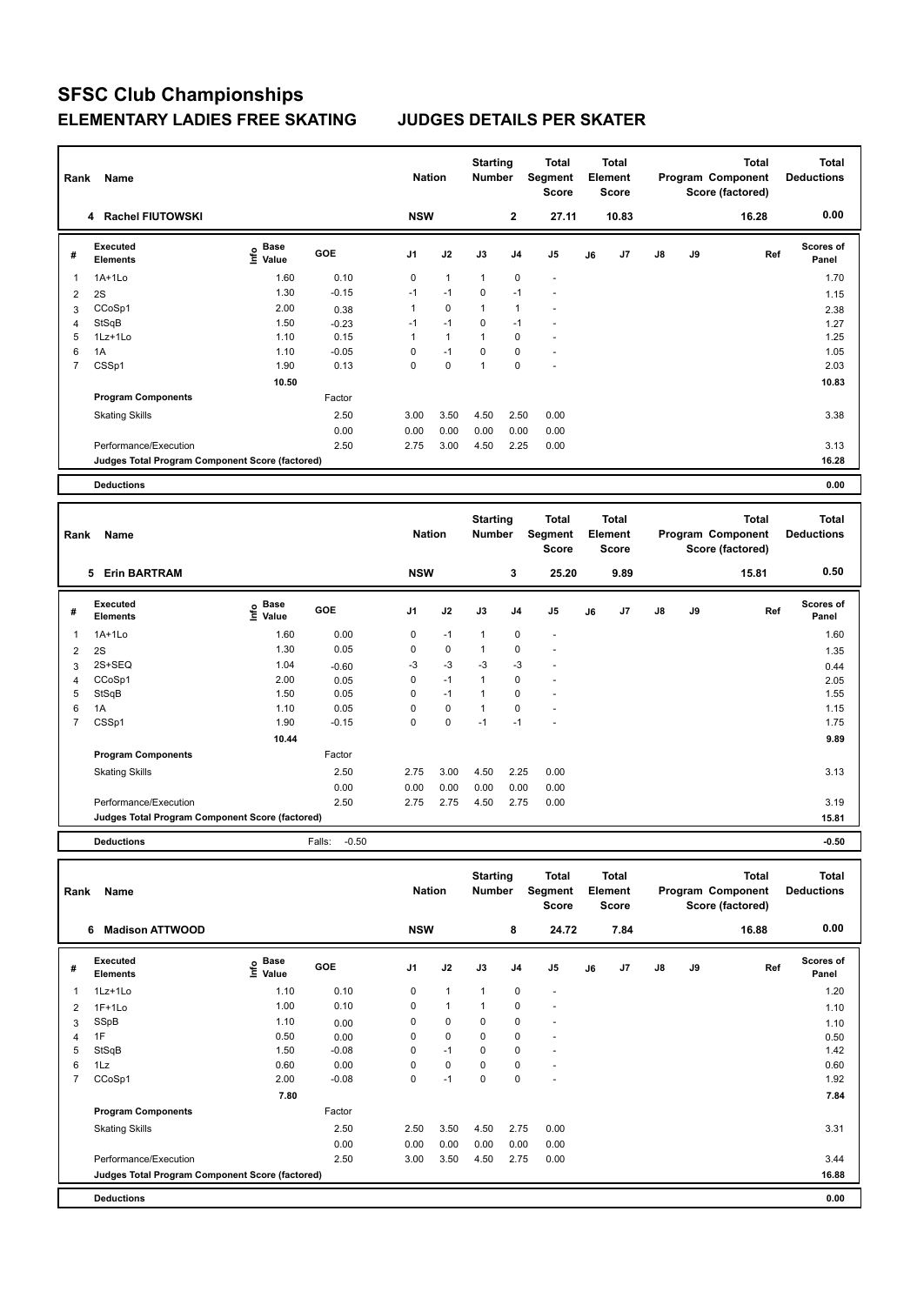# SFSC Club Championships

## ELEMENTARY LADIES FREE SKATING — JUDGES DETAILS PER SKATER

| Rank | Name | Nation | Starting Number | Total Segment Score | Total Element Score | Total Program Component Score (factored) | Total Deductions |
|---|---|---|---|---|---|---|---|
| 4 | Rachel FIUTOWSKI | NSW | 2 | 27.11 | 10.83 | 16.28 | 0.00 |

| # | Executed Elements | Info | Base Value | GOE | J1 | J2 | J3 | J4 | J5 | J6 | J7 | J8 | J9 | Ref | Scores of Panel |
|---|---|---|---|---|---|---|---|---|---|---|---|---|---|---|---|
| 1 | 1A+1Lo | | 1.60 | 0.10 | 0 | 1 | 1 | 0 | - | | | | | | 1.70 |
| 2 | 2S | | 1.30 | -0.15 | -1 | -1 | 0 | -1 | - | | | | | | 1.15 |
| 3 | CCoSp1 | | 2.00 | 0.38 | 1 | 0 | 1 | 1 | - | | | | | | 2.38 |
| 4 | StSqB | | 1.50 | -0.23 | -1 | -1 | 0 | -1 | - | | | | | | 1.27 |
| 5 | 1Lz+1Lo | | 1.10 | 0.15 | 1 | 1 | 1 | 0 | - | | | | | | 1.25 |
| 6 | 1A | | 1.10 | -0.05 | 0 | -1 | 0 | 0 | - | | | | | | 1.05 |
| 7 | CSSp1 | | 1.90 | 0.13 | 0 | 0 | 1 | 0 | - | | | | | | 2.03 |
| | | | 10.50 | | | | | | | | | | | | 10.83 |

| Program Components | Factor | J1 | J2 | J3 | J4 | J5 | Scores of Panel |
|---|---|---|---|---|---|---|---|
| Skating Skills | 2.50 | 3.00 | 3.50 | 4.50 | 2.50 | 0.00 | 3.38 |
| | 0.00 | 0.00 | 0.00 | 0.00 | 0.00 | 0.00 | |
| Performance/Execution | 2.50 | 2.75 | 3.00 | 4.50 | 2.25 | 0.00 | 3.13 |
| Judges Total Program Component Score (factored) | | | | | | | 16.28 |

| Deductions | | 0.00 |
|---|---|---|

| Rank | Name | Nation | Starting Number | Total Segment Score | Total Element Score | Total Program Component Score (factored) | Total Deductions |
|---|---|---|---|---|---|---|---|
| 5 | Erin BARTRAM | NSW | 3 | 25.20 | 9.89 | 15.81 | 0.50 |

| # | Executed Elements | Info | Base Value | GOE | J1 | J2 | J3 | J4 | J5 | J6 | J7 | J8 | J9 | Ref | Scores of Panel |
|---|---|---|---|---|---|---|---|---|---|---|---|---|---|---|---|
| 1 | 1A+1Lo | | 1.60 | 0.00 | 0 | -1 | 1 | 0 | - | | | | | | 1.60 |
| 2 | 2S | | 1.30 | 0.05 | 0 | 0 | 1 | 0 | - | | | | | | 1.35 |
| 3 | 2S+SEQ | | 1.04 | -0.60 | -3 | -3 | -3 | -3 | - | | | | | | 0.44 |
| 4 | CCoSp1 | | 2.00 | 0.05 | 0 | -1 | 1 | 0 | - | | | | | | 2.05 |
| 5 | StSqB | | 1.50 | 0.05 | 0 | -1 | 1 | 0 | - | | | | | | 1.55 |
| 6 | 1A | | 1.10 | 0.05 | 0 | 0 | 1 | 0 | - | | | | | | 1.15 |
| 7 | CSSp1 | | 1.90 | -0.15 | 0 | 0 | -1 | -1 | - | | | | | | 1.75 |
| | | | 10.44 | | | | | | | | | | | | 9.89 |

| Program Components | Factor | J1 | J2 | J3 | J4 | J5 | Scores of Panel |
|---|---|---|---|---|---|---|---|
| Skating Skills | 2.50 | 2.75 | 3.00 | 4.50 | 2.25 | 0.00 | 3.13 |
| | 0.00 | 0.00 | 0.00 | 0.00 | 0.00 | 0.00 | |
| Performance/Execution | 2.50 | 2.75 | 2.75 | 4.50 | 2.75 | 0.00 | 3.19 |
| Judges Total Program Component Score (factored) | | | | | | | 15.81 |

| Deductions | Falls: -0.50 | -0.50 |
|---|---|---|

| Rank | Name | Nation | Starting Number | Total Segment Score | Total Element Score | Total Program Component Score (factored) | Total Deductions |
|---|---|---|---|---|---|---|---|
| 6 | Madison ATTWOOD | NSW | 8 | 24.72 | 7.84 | 16.88 | 0.00 |

| # | Executed Elements | Info | Base Value | GOE | J1 | J2 | J3 | J4 | J5 | J6 | J7 | J8 | J9 | Ref | Scores of Panel |
|---|---|---|---|---|---|---|---|---|---|---|---|---|---|---|---|
| 1 | 1Lz+1Lo | | 1.10 | 0.10 | 0 | 1 | 1 | 0 | - | | | | | | 1.20 |
| 2 | 1F+1Lo | | 1.00 | 0.10 | 0 | 1 | 1 | 0 | - | | | | | | 1.10 |
| 3 | SSpB | | 1.10 | 0.00 | 0 | 0 | 0 | 0 | - | | | | | | 1.10 |
| 4 | 1F | | 0.50 | 0.00 | 0 | 0 | 0 | 0 | - | | | | | | 0.50 |
| 5 | StSqB | | 1.50 | -0.08 | 0 | -1 | 0 | 0 | - | | | | | | 1.42 |
| 6 | 1Lz | | 0.60 | 0.00 | 0 | 0 | 0 | 0 | - | | | | | | 0.60 |
| 7 | CCoSp1 | | 2.00 | -0.08 | 0 | -1 | 0 | 0 | - | | | | | | 1.92 |
| | | | 7.80 | | | | | | | | | | | | 7.84 |

| Program Components | Factor | J1 | J2 | J3 | J4 | J5 | Scores of Panel |
|---|---|---|---|---|---|---|---|
| Skating Skills | 2.50 | 2.50 | 3.50 | 4.50 | 2.75 | 0.00 | 3.31 |
| | 0.00 | 0.00 | 0.00 | 0.00 | 0.00 | 0.00 | |
| Performance/Execution | 2.50 | 3.00 | 3.50 | 4.50 | 2.75 | 0.00 | 3.44 |
| Judges Total Program Component Score (factored) | | | | | | | 16.88 |

| Deductions | | 0.00 |
|---|---|---|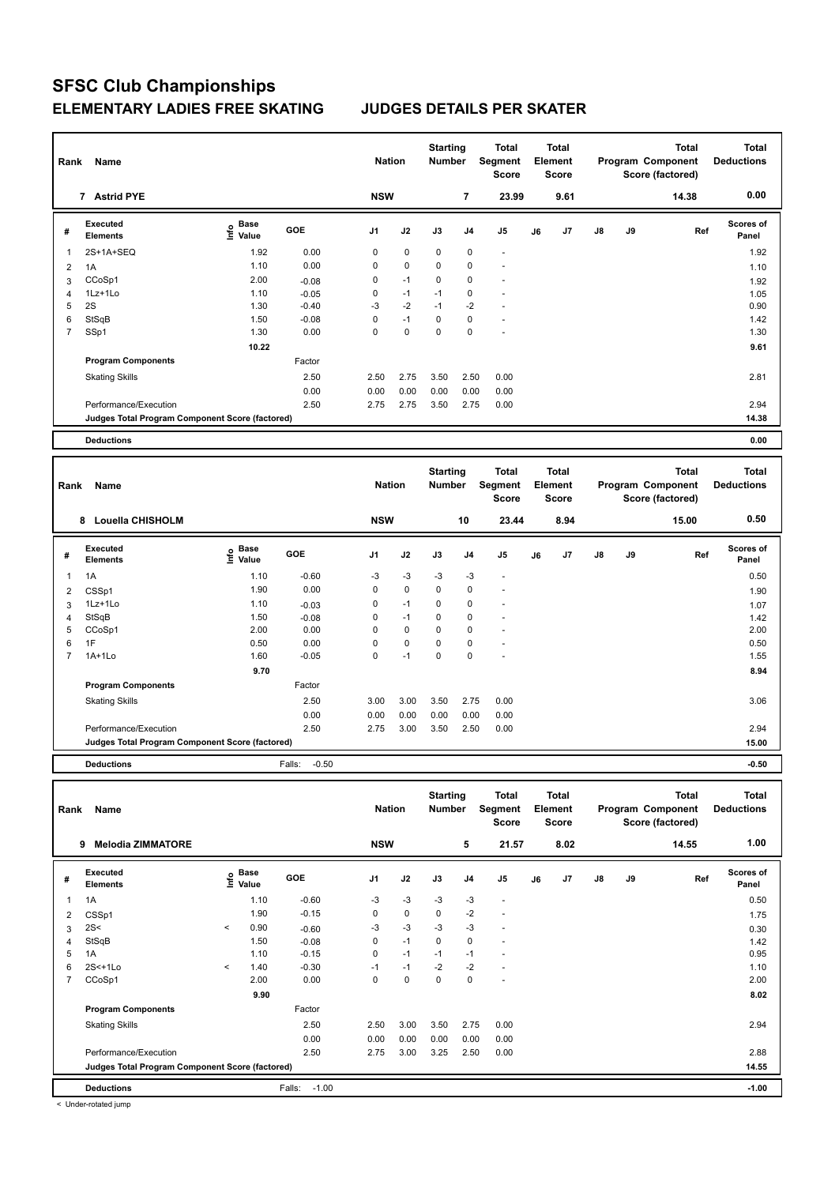# SFSC Club Championships

## ELEMENTARY LADIES FREE SKATING — JUDGES DETAILS PER SKATER

| Rank | Name | Nation | Starting Number | Total Segment Score | Total Element Score | Total Program Component Score (factored) | Total Deductions |
|---|---|---|---|---|---|---|---|
| 7 | Astrid PYE | NSW | 7 | 23.99 | 9.61 | 14.38 | 0.00 |

| # | Executed Elements | Info | Base Value | GOE | J1 | J2 | J3 | J4 | J5 | J6 | J7 | J8 | J9 | Ref | Scores of Panel |
|---|---|---|---|---|---|---|---|---|---|---|---|---|---|---|---|
| 1 | 2S+1A+SEQ | | 1.92 | 0.00 | 0 | 0 | 0 | 0 | - | | | | | | 1.92 |
| 2 | 1A | | 1.10 | 0.00 | 0 | 0 | 0 | 0 | - | | | | | | 1.10 |
| 3 | CCoSp1 | | 2.00 | -0.08 | 0 | -1 | 0 | 0 | - | | | | | | 1.92 |
| 4 | 1Lz+1Lo | | 1.10 | -0.05 | 0 | -1 | -1 | 0 | - | | | | | | 1.05 |
| 5 | 2S | | 1.30 | -0.40 | -3 | -2 | -1 | -2 | - | | | | | | 0.90 |
| 6 | StSqB | | 1.50 | -0.08 | 0 | -1 | 0 | 0 | - | | | | | | 1.42 |
| 7 | SSp1 | | 1.30 | 0.00 | 0 | 0 | 0 | 0 | - | | | | | | 1.30 |
| | | | 10.22 | | | | | | | | | | | | 9.61 |
| | **Program Components** | | | Factor | | | | | | | | | | | |
| | Skating Skills | | | 2.50 | 2.50 | 2.75 | 3.50 | 2.50 | 0.00 | | | | | | 2.81 |
| | | | | 0.00 | 0.00 | 0.00 | 0.00 | 0.00 | 0.00 | | | | | | |
| | Performance/Execution | | | 2.50 | 2.75 | 2.75 | 3.50 | 2.75 | 0.00 | | | | | | 2.94 |
| | **Judges Total Program Component Score (factored)** | | | | | | | | | | | | | | 14.38 |
| | **Deductions** | | | | | | | | | | | | | | 0.00 |

| Rank | Name | Nation | Starting Number | Total Segment Score | Total Element Score | Total Program Component Score (factored) | Total Deductions |
|---|---|---|---|---|---|---|---|
| 8 | Louella CHISHOLM | NSW | 10 | 23.44 | 8.94 | 15.00 | 0.50 |

| # | Executed Elements | Info | Base Value | GOE | J1 | J2 | J3 | J4 | J5 | J6 | J7 | J8 | J9 | Ref | Scores of Panel |
|---|---|---|---|---|---|---|---|---|---|---|---|---|---|---|---|
| 1 | 1A | | 1.10 | -0.60 | -3 | -3 | -3 | -3 | - | | | | | | 0.50 |
| 2 | CSSp1 | | 1.90 | 0.00 | 0 | 0 | 0 | 0 | - | | | | | | 1.90 |
| 3 | 1Lz+1Lo | | 1.10 | -0.03 | 0 | -1 | 0 | 0 | - | | | | | | 1.07 |
| 4 | StSqB | | 1.50 | -0.08 | 0 | -1 | 0 | 0 | - | | | | | | 1.42 |
| 5 | CCoSp1 | | 2.00 | 0.00 | 0 | 0 | 0 | 0 | - | | | | | | 2.00 |
| 6 | 1F | | 0.50 | 0.00 | 0 | 0 | 0 | 0 | - | | | | | | 0.50 |
| 7 | 1A+1Lo | | 1.60 | -0.05 | 0 | -1 | 0 | 0 | - | | | | | | 1.55 |
| | | | 9.70 | | | | | | | | | | | | 8.94 |
| | **Program Components** | | | Factor | | | | | | | | | | | |
| | Skating Skills | | | 2.50 | 3.00 | 3.00 | 3.50 | 2.75 | 0.00 | | | | | | 3.06 |
| | | | | 0.00 | 0.00 | 0.00 | 0.00 | 0.00 | 0.00 | | | | | | |
| | Performance/Execution | | | 2.50 | 2.75 | 3.00 | 3.50 | 2.50 | 0.00 | | | | | | 2.94 |
| | **Judges Total Program Component Score (factored)** | | | | | | | | | | | | | | 15.00 |
| | **Deductions** | | | Falls: -0.50 | | | | | | | | | | | -0.50 |

| Rank | Name | Nation | Starting Number | Total Segment Score | Total Element Score | Total Program Component Score (factored) | Total Deductions |
|---|---|---|---|---|---|---|---|
| 9 | Melodia ZIMMATORE | NSW | 5 | 21.57 | 8.02 | 14.55 | 1.00 |

| # | Executed Elements | Info | Base Value | GOE | J1 | J2 | J3 | J4 | J5 | J6 | J7 | J8 | J9 | Ref | Scores of Panel |
|---|---|---|---|---|---|---|---|---|---|---|---|---|---|---|---|
| 1 | 1A | | 1.10 | -0.60 | -3 | -3 | -3 | -3 | - | | | | | | 0.50 |
| 2 | CSSp1 | | 1.90 | -0.15 | 0 | 0 | 0 | -2 | - | | | | | | 1.75 |
| 3 | 2S< | < | 0.90 | -0.60 | -3 | -3 | -3 | -3 | - | | | | | | 0.30 |
| 4 | StSqB | | 1.50 | -0.08 | 0 | -1 | 0 | 0 | - | | | | | | 1.42 |
| 5 | 1A | | 1.10 | -0.15 | 0 | -1 | -1 | -1 | - | | | | | | 0.95 |
| 6 | 2S<+1Lo | < | 1.40 | -0.30 | -1 | -1 | -2 | -2 | - | | | | | | 1.10 |
| 7 | CCoSp1 | | 2.00 | 0.00 | 0 | 0 | 0 | 0 | - | | | | | | 2.00 |
| | | | 9.90 | | | | | | | | | | | | 8.02 |
| | **Program Components** | | | Factor | | | | | | | | | | | |
| | Skating Skills | | | 2.50 | 2.50 | 3.00 | 3.50 | 2.75 | 0.00 | | | | | | 2.94 |
| | | | | 0.00 | 0.00 | 0.00 | 0.00 | 0.00 | 0.00 | | | | | | |
| | Performance/Execution | | | 2.50 | 2.75 | 3.00 | 3.25 | 2.50 | 0.00 | | | | | | 2.88 |
| | **Judges Total Program Component Score (factored)** | | | | | | | | | | | | | | 14.55 |
| | **Deductions** | | | Falls: -1.00 | | | | | | | | | | | -1.00 |

< Under-rotated jump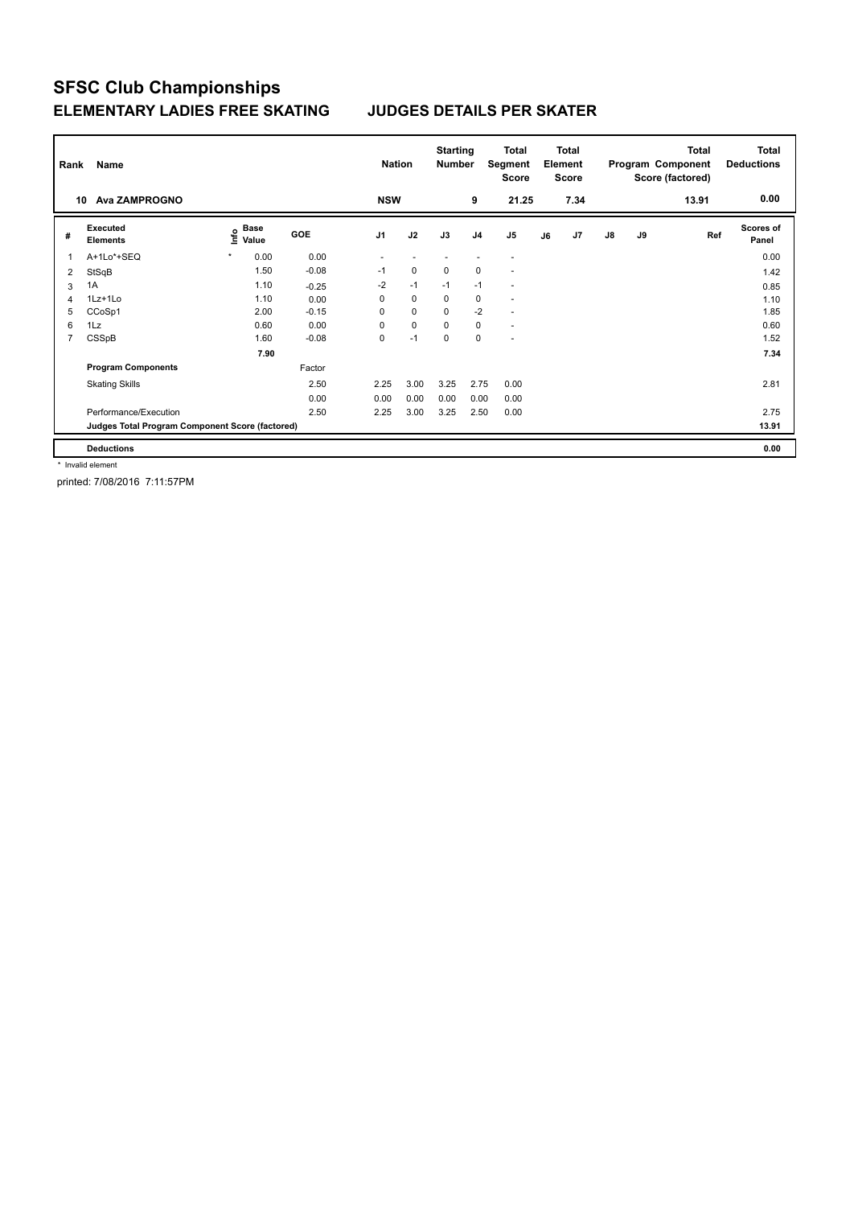# SFSC Club Championships

## ELEMENTARY LADIES FREE SKATING JUDGES DETAILS PER SKATER

| Rank | Name | Nation | Starting Number | Total Segment Score | Total Element Score | Total Program Component Score (factored) | Total Deductions |
|---|---|---|---|---|---|---|---|
| 10 | Ava ZAMPROGNO | NSW | 9 | 21.25 | 7.34 | 13.91 | 0.00 |

| # | Executed Elements | Info | Base Value | GOE | J1 | J2 | J3 | J4 | J5 | J6 | J7 | J8 | J9 | Ref | Scores of Panel |
|---|---|---|---|---|---|---|---|---|---|---|---|---|---|---|---|
| 1 | A+1Lo*+SEQ | * | 0.00 | 0.00 | - | - | - | - | - | | | | | | 0.00 |
| 2 | StSqB | | 1.50 | -0.08 | -1 | 0 | 0 | 0 | - | | | | | | 1.42 |
| 3 | 1A | | 1.10 | -0.25 | -2 | -1 | -1 | -1 | - | | | | | | 0.85 |
| 4 | 1Lz+1Lo | | 1.10 | 0.00 | 0 | 0 | 0 | 0 | - | | | | | | 1.10 |
| 5 | CCoSp1 | | 2.00 | -0.15 | 0 | 0 | 0 | -2 | - | | | | | | 1.85 |
| 6 | 1Lz | | 0.60 | 0.00 | 0 | 0 | 0 | 0 | - | | | | | | 0.60 |
| 7 | CSSpB | | 1.60 | -0.08 | 0 | -1 | 0 | 0 | - | | | | | | 1.52 |
| | | | 7.90 | | | | | | | | | | | | 7.34 |
| | **Program Components** | | | Factor | | | | | | | | | | | |
| | Skating Skills | | | 2.50 | 2.25 | 3.00 | 3.25 | 2.75 | 0.00 | | | | | | 2.81 |
| | | | | 0.00 | 0.00 | 0.00 | 0.00 | 0.00 | 0.00 | | | | | | |
| | Performance/Execution | | | 2.50 | 2.25 | 3.00 | 3.25 | 2.50 | 0.00 | | | | | | 2.75 |
| | **Judges Total Program Component Score (factored)** | | | | | | | | | | | | | | 13.91 |
| | **Deductions** | | | | | | | | | | | | | | 0.00 |

\* Invalid element

printed: 7/08/2016 7:11:57PM